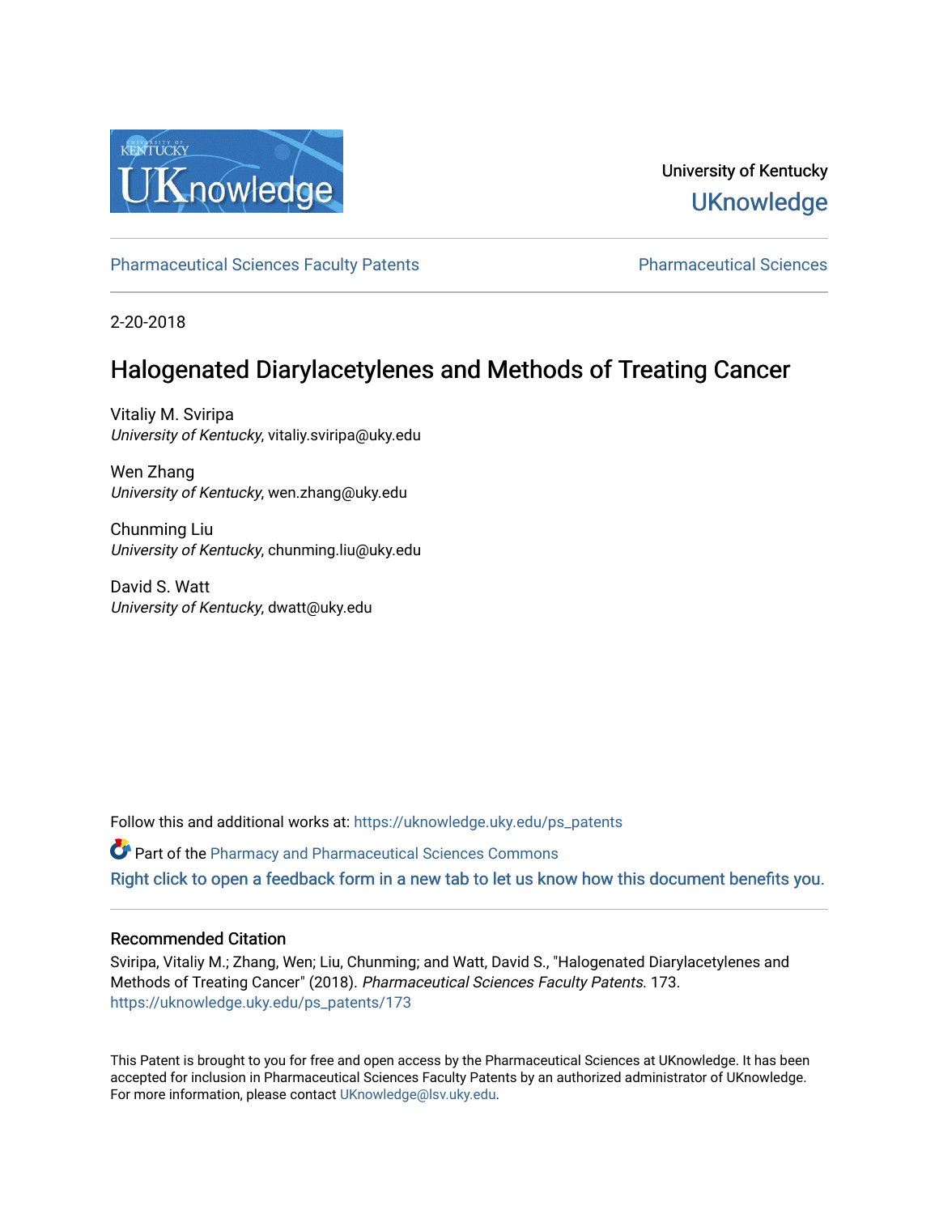University of Kentucky

UKnowledge

Pharmaceutical Sciences Faculty Patents

Pharmaceutical Sciences

2-20-2018

# Halogenated Diarylacetylenes and Methods of Treating Cancer

Vitaliy M. Sviripa
*University of Kentucky*, vitaliy.sviripa@uky.edu

Wen Zhang
*University of Kentucky*, wen.zhang@uky.edu

Chunming Liu
*University of Kentucky*, chunming.liu@uky.edu

David S. Watt
*University of Kentucky*, dwatt@uky.edu

Follow this and additional works at: https://uknowledge.uky.edu/ps_patents

Part of the Pharmacy and Pharmaceutical Sciences Commons

Right click to open a feedback form in a new tab to let us know how this document benefits you.

## Recommended Citation

Sviripa, Vitaliy M.; Zhang, Wen; Liu, Chunming; and Watt, David S., "Halogenated Diarylacetylenes and Methods of Treating Cancer" (2018). *Pharmaceutical Sciences Faculty Patents*. 173.
https://uknowledge.uky.edu/ps_patents/173

This Patent is brought to you for free and open access by the Pharmaceutical Sciences at UKnowledge. It has been accepted for inclusion in Pharmaceutical Sciences Faculty Patents by an authorized administrator of UKnowledge. For more information, please contact UKnowledge@lsv.uky.edu.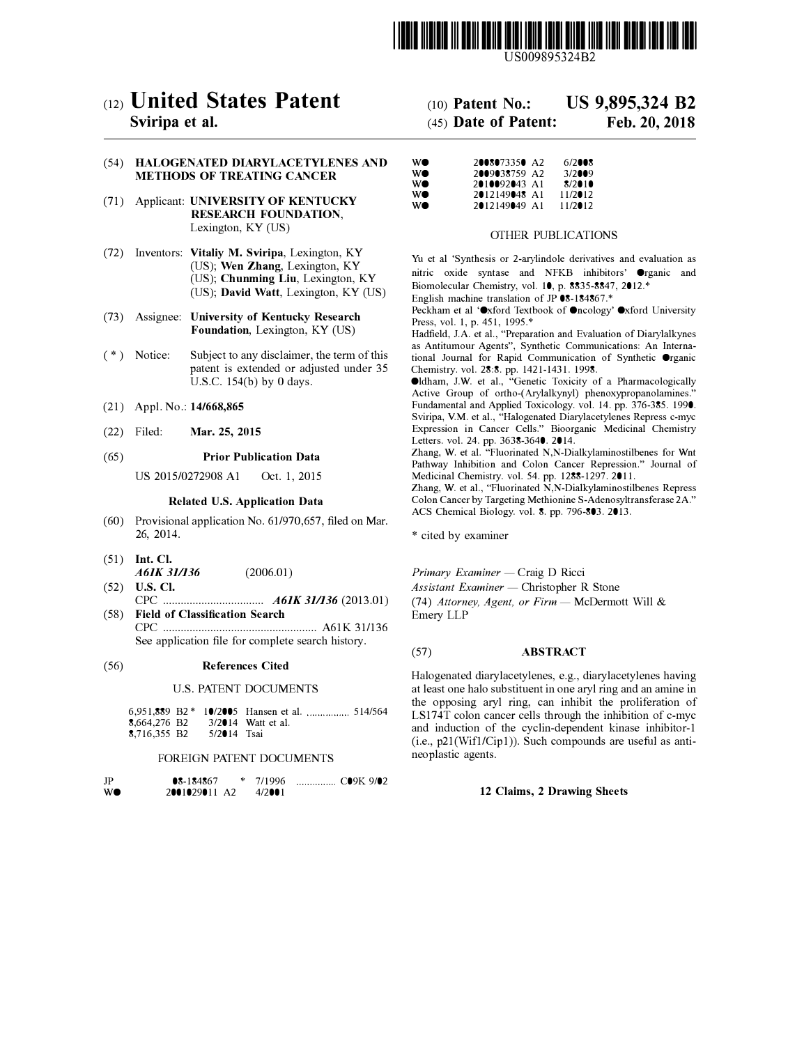# United States Patent

**Sviripa et al.**

(12) United States Patent

(10) **Patent No.: US 9,895,324 B2**

(45) **Date of Patent: Feb. 20, 2018**

(54) **HALOGENATED DIARYLACETYLENES AND METHODS OF TREATING CANCER**

(71) Applicant: **UNIVERSITY OF KENTUCKY RESEARCH FOUNDATION**, Lexington, KY (US)

(72) Inventors: **Vitaliy M. Sviripa**, Lexington, KY (US); **Wen Zhang**, Lexington, KY (US); **Chunming Liu**, Lexington, KY (US); **David Watt**, Lexington, KY (US)

(73) Assignee: **University of Kentucky Research Foundation**, Lexington, KY (US)

( * ) Notice: Subject to any disclaimer, the term of this patent is extended or adjusted under 35 U.S.C. 154(b) by 0 days.

(21) Appl. No.: **14/668,865**

(22) Filed: **Mar. 25, 2015**

(65) **Prior Publication Data**

US 2015/0272908 A1 Oct. 1, 2015

**Related U.S. Application Data**

(60) Provisional application No. 61/970,657, filed on Mar. 26, 2014.

(51) **Int. Cl.**
*A61K 31/136* (2006.01)

(52) **U.S. Cl.**
CPC .................................. *A61K 31/136* (2013.01)

(58) **Field of Classification Search**
CPC .................................................... A61K 31/136
See application file for complete search history.

(56) **References Cited**

U.S. PATENT DOCUMENTS

| | | | |
|---|---|---|---|
| 6,951,889 B2 * | 10/2005 | Hansen et al. ............... | 514/564 |
| 8,664,276 B2 | 3/2014 | Watt et al. | |
| 8,716,355 B2 | 5/2014 | Tsai | |

FOREIGN PATENT DOCUMENTS

| | | | |
|---|---|---|---|
| JP | 08-184867 * | 7/1996 | .............. C09K 9/02 |
| WO | 2001029011 A2 | 4/2001 | |
| WO | 2008073350 A2 | 6/2008 | |
| WO | 2009038759 A2 | 3/2009 | |
| WO | 2010092043 A1 | 8/2010 | |
| WO | 2012149048 A1 | 11/2012 | |
| WO | 2012149049 A1 | 11/2012 | |

OTHER PUBLICATIONS

Yu et al 'Synthesis or 2-arylindole derivatives and evaluation as nitric oxide syntase and NFKB inhibitors' Organic and Biomolecular Chemistry, vol. 10, p. 8835-8847, 2012.*

English machine translation of JP 08-184867.*

Peckham et al 'Oxford Textbook of Oncology' Oxford University Press, vol. 1, p. 451, 1995.*

Hadfield, J.A. et al., "Preparation and Evaluation of Diarylalkynes as Antitumour Agents", Synthetic Communications: An International Journal for Rapid Communication of Synthetic Organic Chemistry. vol. 28:8. pp. 1421-1431. 1998.

Oldham, J.W. et al., "Genetic Toxicity of a Pharmacologically Active Group of ortho-(Arylalkynyl) phenoxypropanolamines." Fundamental and Applied Toxicology. vol. 14. pp. 376-385. 1990.

Sviripa, V.M. et al., "Halogenated Diarylacetylenes Repress c-myc Expression in Cancer Cells." Bioorganic Medicinal Chemistry Letters. vol. 24. pp. 3638-3640. 2014.

Zhang, W. et al. "Fluorinated N,N-Dialkylaminostilbenes for Wnt Pathway Inhibition and Colon Cancer Repression." Journal of Medicinal Chemistry. vol. 54. pp. 1288-1297. 2011.

Zhang, W. et al., "Fluorinated N,N-Dialkylaminostilbenes Repress Colon Cancer by Targeting Methionine S-Adenosyltransferase 2A." ACS Chemical Biology. vol. 8. pp. 796-803. 2013.

\* cited by examiner

*Primary Examiner* — Craig D Ricci
*Assistant Examiner* — Christopher R Stone
(74) *Attorney, Agent, or Firm* — McDermott Will & Emery LLP

(57) **ABSTRACT**

Halogenated diarylacetylenes, e.g., diarylacetylenes having at least one halo substituent in one aryl ring and an amine in the opposing aryl ring, can inhibit the proliferation of LS174T colon cancer cells through the inhibition of c-myc and induction of the cyclin-dependent kinase inhibitor-1 (i.e., p21(Wif1/Cip1)). Such compounds are useful as antineoplastic agents.

**12 Claims, 2 Drawing Sheets**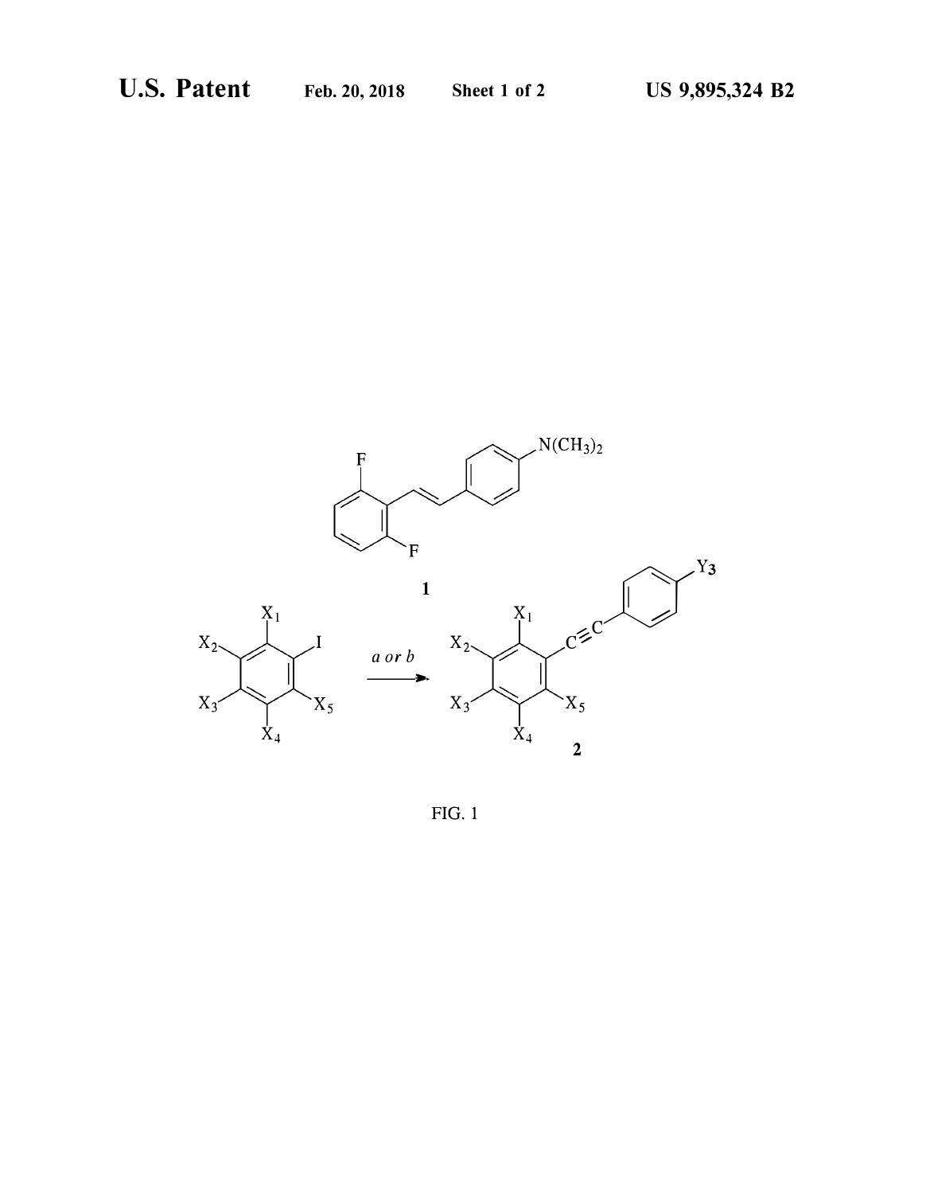FIG. 1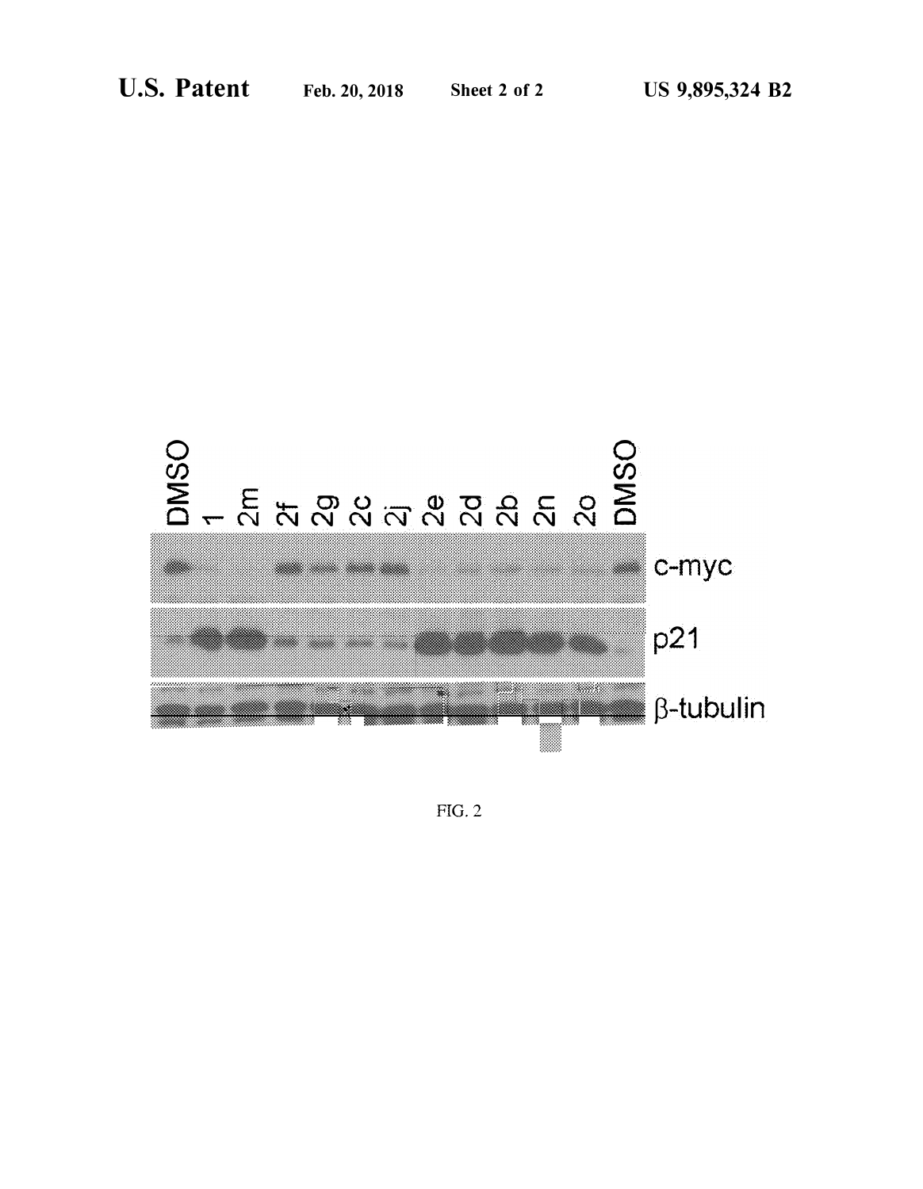FIG. 2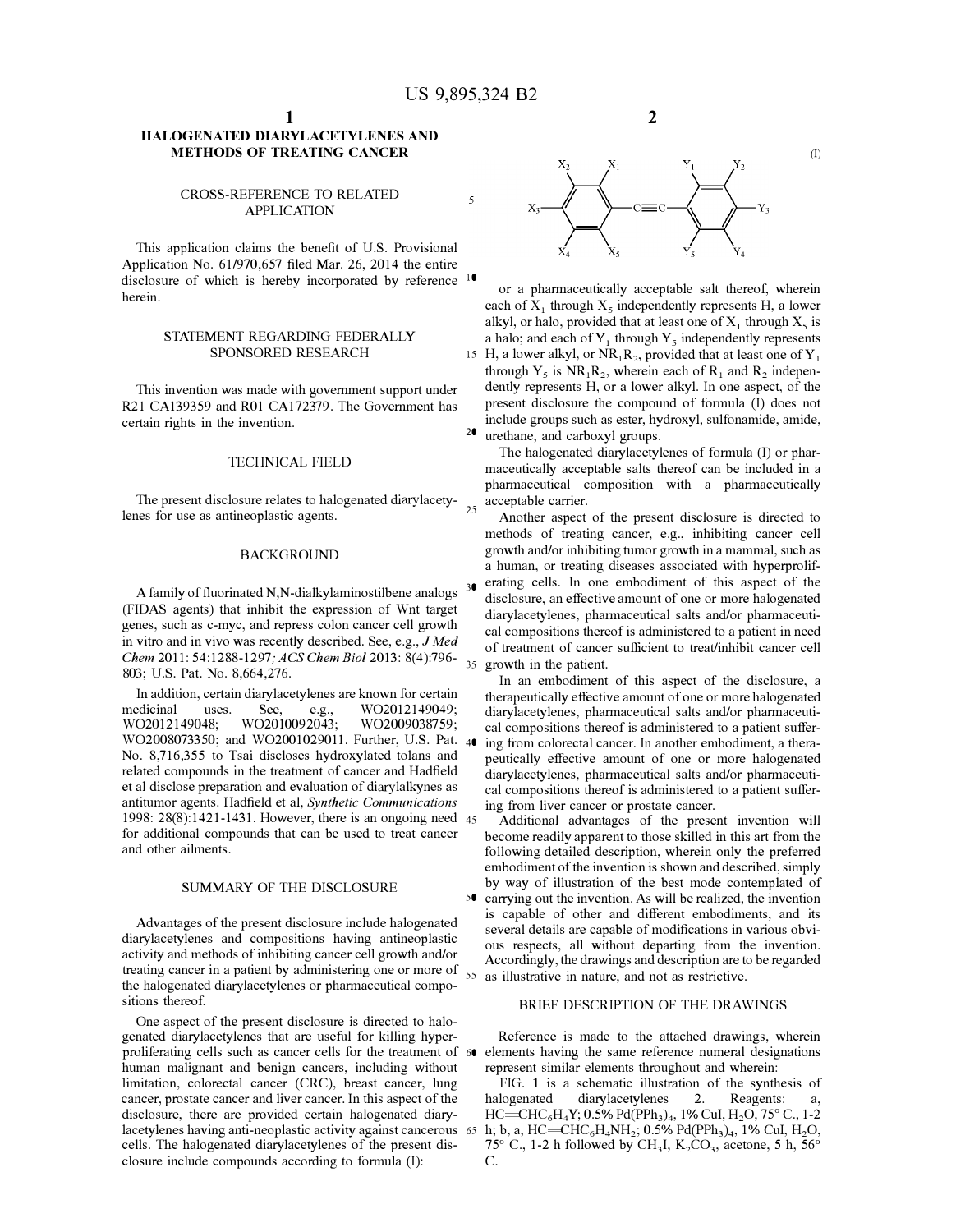# HALOGENATED DIARYLACETYLENES AND METHODS OF TREATING CANCER

## CROSS-REFERENCE TO RELATED APPLICATION

This application claims the benefit of U.S. Provisional Application No. 61/970,657 filed Mar. 26, 2014 the entire disclosure of which is hereby incorporated by reference herein.

## STATEMENT REGARDING FEDERALLY SPONSORED RESEARCH

This invention was made with government support under R21 CA139359 and R01 CA172379. The Government has certain rights in the invention.

## TECHNICAL FIELD

The present disclosure relates to halogenated diarylacetylenes for use as antineoplastic agents.

## BACKGROUND

A family of fluorinated N,N-dialkylaminostilbene analogs (FIDAS agents) that inhibit the expression of Wnt target genes, such as c-myc, and repress colon cancer cell growth in vitro and in vivo was recently described. See, e.g., *J Med Chem* 2011: 54:1288-1297; *ACS Chem Biol* 2013: 8(4):796-803; U.S. Pat. No. 8,664,276.

In addition, certain diarylacetylenes are known for certain medicinal uses. See, e.g., WO2012149049; WO2012149048; WO2010092043; WO2009038759; WO2008073350; and WO2001029011. Further, U.S. Pat. No. 8,716,355 to Tsai discloses hydroxylated tolans and related compounds in the treatment of cancer and Hadfield et al disclose preparation and evaluation of diarylalkynes as antitumor agents. Hadfield et al, *Synthetic Communications* 1998: 28(8):1421-1431. However, there is an ongoing need for additional compounds that can be used to treat cancer and other ailments.

## SUMMARY OF THE DISCLOSURE

Advantages of the present disclosure include halogenated diarylacetylenes and compositions having antineoplastic activity and methods of inhibiting cancer cell growth and/or treating cancer in a patient by administering one or more of the halogenated diarylacetylenes or pharmaceutical compositions thereof.

One aspect of the present disclosure is directed to halogenated diarylacetylenes that are useful for killing hyperproliferating cells such as cancer cells for the treatment of human malignant and benign cancers, including without limitation, colorectal cancer (CRC), breast cancer, lung cancer, prostate cancer and liver cancer. In this aspect of the disclosure, there are provided certain halogenated diarylacetylenes having anti-neoplastic activity against cancerous cells. The halogenated diarylacetylenes of the present disclosure include compounds according to formula (I):

(I) [Structure: a phenyl ring bearing substituents $X_1$–$X_5$ linked via $-C{\equiv}C-$ to a second phenyl ring bearing substituents $Y_1$–$Y_5$]

or a pharmaceutically acceptable salt thereof, wherein each of $X_1$ through $X_5$ independently represents H, a lower alkyl, or halo, provided that at least one of $X_1$ through $X_5$ is a halo; and each of $Y_1$ through $Y_5$ independently represents H, a lower alkyl, or $NR_1R_2$, provided that at least one of $Y_1$ through $Y_5$ is $NR_1R_2$, wherein each of $R_1$ and $R_2$ independently represents H, or a lower alkyl. In one aspect, of the present disclosure the compound of formula (I) does not include groups such as ester, hydroxyl, sulfonamide, amide, urethane, and carboxyl groups.

The halogenated diarylacetylenes of formula (I) or pharmaceutically acceptable salts thereof can be included in a pharmaceutical composition with a pharmaceutically acceptable carrier.

Another aspect of the present disclosure is directed to methods of treating cancer, e.g., inhibiting cancer cell growth and/or inhibiting tumor growth in a mammal, such as a human, or treating diseases associated with hyperproliferating cells. In one embodiment of this aspect of the disclosure, an effective amount of one or more halogenated diarylacetylenes, pharmaceutical salts and/or pharmaceutical compositions thereof is administered to a patient in need of treatment of cancer sufficient to treat/inhibit cancer cell growth in the patient.

In an embodiment of this aspect of the disclosure, a therapeutically effective amount of one or more halogenated diarylacetylenes, pharmaceutical salts and/or pharmaceutical compositions thereof is administered to a patient suffering from colorectal cancer. In another embodiment, a therapeutically effective amount of one or more halogenated diarylacetylenes, pharmaceutical salts and/or pharmaceutical compositions thereof is administered to a patient suffering from liver cancer or prostate cancer.

Additional advantages of the present invention will become readily apparent to those skilled in this art from the following detailed description, wherein only the preferred embodiment of the invention is shown and described, simply by way of illustration of the best mode contemplated of carrying out the invention. As will be realized, the invention is capable of other and different embodiments, and its several details are capable of modifications in various obvious respects, all without departing from the invention. Accordingly, the drawings and description are to be regarded as illustrative in nature, and not as restrictive.

## BRIEF DESCRIPTION OF THE DRAWINGS

Reference is made to the attached drawings, wherein elements having the same reference numeral designations represent similar elements throughout and wherein:

FIG. 1 is a schematic illustration of the synthesis of halogenated diarylacetylenes 2. Reagents: a, $HC{\equiv}CC_6H_4Y$; 0.5% $Pd(PPh_3)_4$, 1% CuI, $H_2O$, 75° C., 1-2 h; b, a, $HC{\equiv}CC_6H_4NH_2$; 0.5% $Pd(PPh_3)_4$, 1% CuI, $H_2O$, 75° C., 1-2 h followed by $CH_3I$, $K_2CO_3$, acetone, 5 h, 56° C.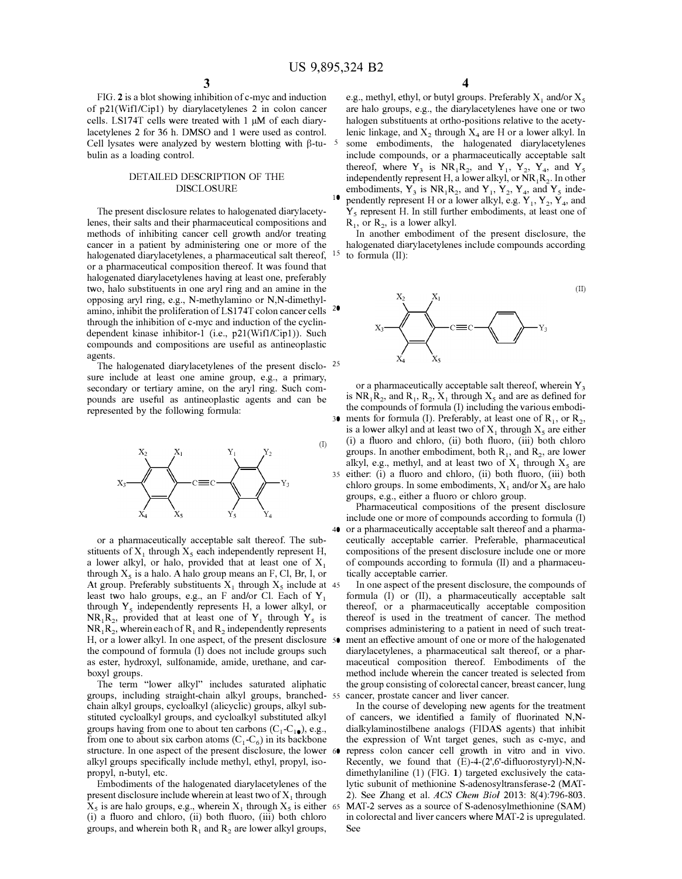FIG. 2 is a blot showing inhibition of c-myc and induction of p21(Wif1/Cip1) by diarylacetylenes 2 in colon cancer cells. LS174T cells were treated with 1 μM of each diarylacetylenes 2 for 36 h. DMSO and 1 were used as control. Cell lysates were analyzed by western blotting with β-tubulin as a loading control.

## DETAILED DESCRIPTION OF THE DISCLOSURE

The present disclosure relates to halogenated diarylacetylenes, their salts and their pharmaceutical compositions and methods of inhibiting cancer cell growth and/or treating cancer in a patient by administering one or more of the halogenated diarylacetylenes, a pharmaceutical salt thereof, or a pharmaceutical composition thereof. It was found that halogenated diarylacetylenes having at least one, preferably two, halo substituents in one aryl ring and an amine in the opposing aryl ring, e.g., N-methylamino or N,N-dimethylamino, inhibit the proliferation of LS174T colon cancer cells through the inhibition of c-myc and induction of the cyclin-dependent kinase inhibitor-1 (i.e., p21(Wif1/Cip1)). Such compounds and compositions are useful as antineoplastic agents.

The halogenated diarylacetylenes of the present disclosure include at least one amine group, e.g., a primary, secondary or tertiary amine, on the aryl ring. Such compounds are useful as antineoplastic agents and can be represented by the following formula:

(I)

or a pharmaceutically acceptable salt thereof. The substituents of $X_1$ through $X_5$ each independently represent H, a lower alkyl, or halo, provided that at least one of $X_1$ through $X_5$ is a halo. A halo group means an F, Cl, Br, I, or At group. Preferably substituents $X_1$ through $X_5$ include at least two halo groups, e.g., an F and/or Cl. Each of $Y_1$ through $Y_5$ independently represents H, a lower alkyl, or $NR_1R_2$, provided that at least one of $Y_1$ through $Y_5$ is $NR_1R_2$, wherein each of $R_1$ and $R_2$ independently represents H, or a lower alkyl. In one aspect, of the present disclosure the compound of formula (I) does not include groups such as ester, hydroxyl, sulfonamide, amide, urethane, and carboxyl groups.

The term "lower alkyl" includes saturated aliphatic groups, including straight-chain alkyl groups, branched-chain alkyl groups, cycloalkyl (alicyclic) groups, alkyl substituted cycloalkyl groups, and cycloalkyl substituted alkyl groups having from one to about ten carbons ($C_1$-$C_{10}$), e.g., from one to about six carbon atoms ($C_1$-$C_6$) in its backbone structure. In one aspect of the present disclosure, the lower alkyl groups specifically include methyl, ethyl, propyl, isopropyl, n-butyl, etc.

Embodiments of the halogenated diarylacetylenes of the present disclosure include wherein at least two of $X_1$ through $X_5$ is are halo groups, e.g., wherein $X_1$ through $X_5$ is either (i) a fluoro and chloro, (ii) both fluoro, (iii) both chloro groups, and wherein both $R_1$ and $R_2$ are lower alkyl groups, e.g., methyl, ethyl, or butyl groups. Preferably $X_1$ and/or $X_5$ are halo groups, e.g., the diarylacetylenes have one or two halogen substituents at ortho-positions relative to the acetylenic linkage, and $X_2$ through $X_4$ are H or a lower alkyl. In some embodiments, the halogenated diarylacetylenes include compounds, or a pharmaceutically acceptable salt thereof, where $Y_3$ is $NR_1R_2$, and $Y_1$, $Y_2$, $Y_4$, and $Y_5$ independently represent H, a lower alkyl, or $NR_1R_2$. In other embodiments, $Y_3$ is $NR_1R_2$, and $Y_1$, $Y_2$, $Y_4$, and $Y_5$ independently represent H or a lower alkyl, e.g. $Y_1$, $Y_2$, $Y_4$, and $Y_5$ represent H. In still further embodiments, at least one of $R_1$, or $R_2$, is a lower alkyl.

In another embodiment of the present disclosure, the halogenated diarylacetylenes include compounds according to formula (II):

(II)

or a pharmaceutically acceptable salt thereof, wherein $Y_3$ is $NR_1R_2$, and $R_1$, $R_2$, $X_1$ through $X_5$ and are as defined for the compounds of formula (I) including the various embodiments for formula (I). Preferably, at least one of $R_1$, or $R_2$, is a lower alkyl and at least two of $X_1$ through $X_5$ are either (i) a fluoro and chloro, (ii) both fluoro, (iii) both chloro groups. In another embodiment, both $R_1$, and $R_2$, are lower alkyl, e.g., methyl, and at least two of $X_1$ through $X_5$ are either: (i) a fluoro and chloro, (ii) both fluoro, (iii) both chloro groups. In some embodiments, $X_1$ and/or $X_5$ are halo groups, e.g., either a fluoro or chloro group.

Pharmaceutical compositions of the present disclosure include one or more of compounds according to formula (I) or a pharmaceutically acceptable salt thereof and a pharmaceutically acceptable carrier. Preferable, pharmaceutical compositions of the present disclosure include one or more of compounds according to formula (II) and a pharmaceutically acceptable carrier.

In one aspect of the present disclosure, the compounds of formula (I) or (II), a pharmaceutically acceptable salt thereof, or a pharmaceutically acceptable composition thereof is used in the treatment of cancer. The method comprises administering to a patient in need of such treatment an effective amount of one or more of the halogenated diarylacetylenes, a pharmaceutical salt thereof, or a pharmaceutical composition thereof. Embodiments of the method include wherein the cancer treated is selected from the group consisting of colorectal cancer, breast cancer, lung cancer, prostate cancer and liver cancer.

In the course of developing new agents for the treatment of cancers, we identified a family of fluorinated N,N-dialkylaminostilbene analogs (FIDAS agents) that inhibit the expression of Wnt target genes, such as c-myc, and repress colon cancer cell growth in vitro and in vivo. Recently, we found that (E)-4-(2',6'-difluorostyryl)-N,N-dimethylaniline (1) (FIG. 1) targeted exclusively the catalytic subunit of methionine S-adenosyltransferase-2 (MAT-2). See Zhang et al. *ACS Chem Biol* 2013: 8(4):796-803. MAT-2 serves as a source of S-adenosylmethionine (SAM) in colorectal and liver cancers where MAT-2 is upregulated. See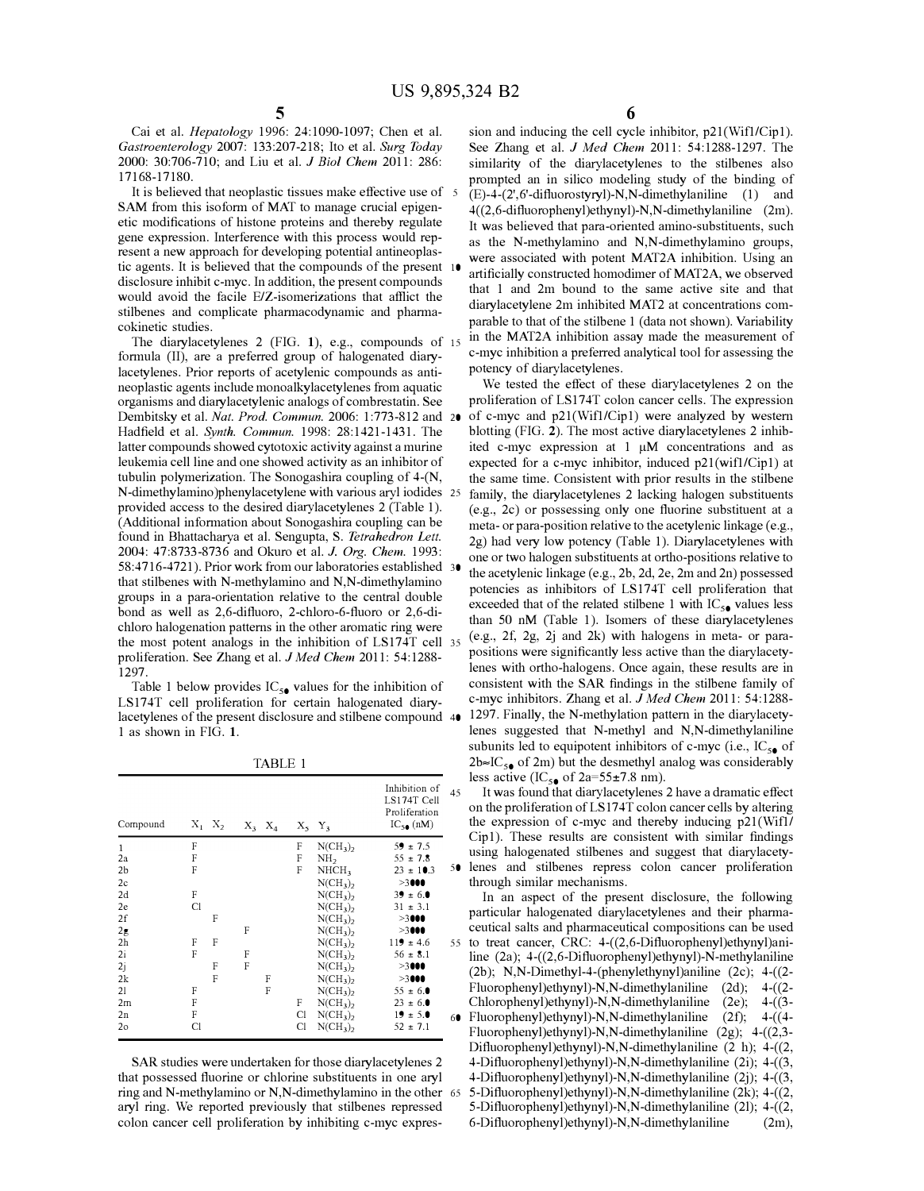Cai et al. *Hepatology* 1996: 24:1090-1097; Chen et al. *Gastroenterology* 2007: 133:207-218; Ito et al. *Surg Today* 2000: 30:706-710; and Liu et al. *J Biol Chem* 2011: 286: 17168-17180.

It is believed that neoplastic tissues make effective use of SAM from this isoform of MAT to manage crucial epigenetic modifications of histone proteins and thereby regulate gene expression. Interference with this process would represent a new approach for developing potential antineoplastic agents. It is believed that the compounds of the present disclosure inhibit c-myc. In addition, the present compounds would avoid the facile E/Z-isomerizations that afflict the stilbenes and complicate pharmacodynamic and pharmacokinetic studies.

The diarylacetylenes 2 (FIG. 1), e.g., compounds of formula (II), are a preferred group of halogenated diarylacetylenes. Prior reports of acetylenic compounds as antineoplastic agents include monoalkylacetylenes from aquatic organisms and diarylacetylenic analogs of combrestatin. See Dembitsky et al. *Nat. Prod. Commun.* 2006: 1:773-812 and Hadfield et al. *Synth. Commun.* 1998: 28:1421-1431. The latter compounds showed cytotoxic activity against a murine leukemia cell line and one showed activity as an inhibitor of tubulin polymerization. The Sonogashira coupling of 4-(N, N-dimethylamino)phenylacetylene with various aryl iodides provided access to the desired diarylacetylenes 2 (Table 1). (Additional information about Sonogashira coupling can be found in Bhattacharya et al. Sengupta, S. *Tetrahedron Lett.* 2004: 47:8733-8736 and Okuro et al. *J. Org. Chem.* 1993: 58:4716-4721). Prior work from our laboratories established that stilbenes with N-methylamino and N,N-dimethylamino groups in a para-orientation relative to the central double bond as well as 2,6-difluoro, 2-chloro-6-fluoro or 2,6-dichloro halogenation patterns in the other aromatic ring were the most potent analogs in the inhibition of LS174T cell proliferation. See Zhang et al. *J Med Chem* 2011: 54:1288-1297.

Table 1 below provides $IC_{50}$ values for the inhibition of LS174T cell proliferation for certain halogenated diarylacetylenes of the present disclosure and stilbene compound 1 as shown in FIG. 1.

TABLE 1

| Compound | $X_1$ | $X_2$ | $X_3$ | $X_4$ | $X_5$ | $Y_3$ | Inhibition of LS174T Cell Proliferation $IC_{50}$ (nM) |
|---|---|---|---|---|---|---|---|
| 1 | F | | | | F | $N(CH_3)_2$ | 59 ± 7.5 |
| 2a | F | | | | F | $NH_2$ | 55 ± 7.8 |
| 2b | F | | | | F | $NHCH_3$ | 23 ± 10.3 |
| 2c | | | | | | $N(CH_3)_2$ | >3000 |
| 2d | F | | | | | $N(CH_3)_2$ | 39 ± 6.0 |
| 2e | Cl | | | | | $N(CH_3)_2$ | 31 ± 3.1 |
| 2f | | F | | | | $N(CH_3)_2$ | >3000 |
| 2g | | | F | | | $N(CH_3)_2$ | >3000 |
| 2h | F | F | | | | $N(CH_3)_2$ | 119 ± 4.6 |
| 2i | F | | F | | | $N(CH_3)_2$ | 56 ± 8.1 |
| 2j | | F | F | | | $N(CH_3)_2$ | >3000 |
| 2k | | F | | F | | $N(CH_3)_2$ | >3000 |
| 2l | F | | | F | | $N(CH_3)_2$ | 55 ± 6.0 |
| 2m | F | | | | F | $N(CH_3)_2$ | 23 ± 6.0 |
| 2n | F | | | | Cl | $N(CH_3)_2$ | 19 ± 5.0 |
| 2o | Cl | | | | Cl | $N(CH_3)_2$ | 52 ± 7.1 |

SAR studies were undertaken for those diarylacetylenes 2 that possessed fluorine or chlorine substituents in one aryl ring and N-methylamino or N,N-dimethylamino in the other aryl ring. We reported previously that stilbenes repressed colon cancer cell proliferation by inhibiting c-myc expression and inducing the cell cycle inhibitor, p21(Wif1/Cip1). See Zhang et al. *J Med Chem* 2011: 54:1288-1297. The similarity of the diarylacetylenes to the stilbenes also prompted an in silico modeling study of the binding of (E)-4-(2',6'-difluorostyryl)-N,N-dimethylaniline (1) and 4((2,6-difluorophenyl)ethynyl)-N,N-dimethylaniline (2m). It was believed that para-oriented amino-substituents, such as the N-methylamino and N,N-dimethylamino groups, were associated with potent MAT2A inhibition. Using an artificially constructed homodimer of MAT2A, we observed that 1 and 2m bound to the same active site and that diarylacetylene 2m inhibited MAT2 at concentrations comparable to that of the stilbene 1 (data not shown). Variability in the MAT2A inhibition assay made the measurement of c-myc inhibition a preferred analytical tool for assessing the potency of diarylacetylenes.

We tested the effect of these diarylacetylenes 2 on the proliferation of LS174T colon cancer cells. The expression of c-myc and p21(Wif1/Cip1) were analyzed by western blotting (FIG. 2). The most active diarylacetylenes 2 inhibited c-myc expression at 1 μM concentrations and as expected for a c-myc inhibitor, induced p21(wif1/Cip1) at the same time. Consistent with prior results in the stilbene family, the diarylacetylenes 2 lacking halogen substituents (e.g., 2c) or possessing only one fluorine substituent at a meta- or para-position relative to the acetylenic linkage (e.g., 2g) had very low potency (Table 1). Diarylacetylenes with one or two halogen substituents at ortho-positions relative to the acetylenic linkage (e.g., 2b, 2d, 2e, 2m and 2n) possessed potencies as inhibitors of LS174T cell proliferation that exceeded that of the related stilbene 1 with $IC_{50}$ values less than 50 nM (Table 1). Isomers of these diarylacetylenes (e.g., 2f, 2g, 2j and 2k) with halogens in meta- or para-positions were significantly less active than the diarylacetylenes with ortho-halogens. Once again, these results are in consistent with the SAR findings in the stilbene family of c-myc inhibitors. Zhang et al. *J Med Chem* 2011: 54:1288-1297. Finally, the N-methylation pattern in the diarylacetylenes suggested that N-methyl and N,N-dimethylaniline subunits led to equipotent inhibitors of c-myc (i.e., $IC_{50}$ of 2b≈$IC_{50}$ of 2m) but the desmethyl analog was considerably less active ($IC_{50}$ of 2a=55±7.8 nm).

It was found that diarylacetylenes 2 have a dramatic effect on the proliferation of LS174T colon cancer cells by altering the expression of c-myc and thereby inducing p21(Wif1/Cip1). These results are consistent with similar findings using halogenated stilbenes and suggest that diarylacetylenes and stilbenes repress colon cancer proliferation through similar mechanisms.

In an aspect of the present disclosure, the following particular halogenated diarylacetylenes and their pharmaceutical salts and pharmaceutical compositions can be used to treat cancer, CRC: 4-((2,6-Difluorophenyl)ethynyl)aniline (2a); 4-((2,6-Difluorophenyl)ethynyl)-N-methylaniline (2b); N,N-Dimethyl-4-(phenylethynyl)aniline (2c); 4-((2-Fluorophenyl)ethynyl)-N,N-dimethylaniline (2d); 4-((2-Chlorophenyl)ethynyl)-N,N-dimethylaniline (2e); 4-((3-Fluorophenyl)ethynyl)-N,N-dimethylaniline (2f); 4-((4-Fluorophenyl)ethynyl)-N,N-dimethylaniline (2g); 4-((2,3-Difluorophenyl)ethynyl)-N,N-dimethylaniline (2 h); 4-((2,4-Difluorophenyl)ethynyl)-N,N-dimethylaniline (2i); 4-((3,4-Difluorophenyl)ethynyl)-N,N-dimethylaniline (2j); 4-((3,5-Difluorophenyl)ethynyl)-N,N-dimethylaniline (2k); 4-((2,5-Difluorophenyl)ethynyl)-N,N-dimethylaniline (2l); 4-((2,6-Difluorophenyl)ethynyl)-N,N-dimethylaniline (2m),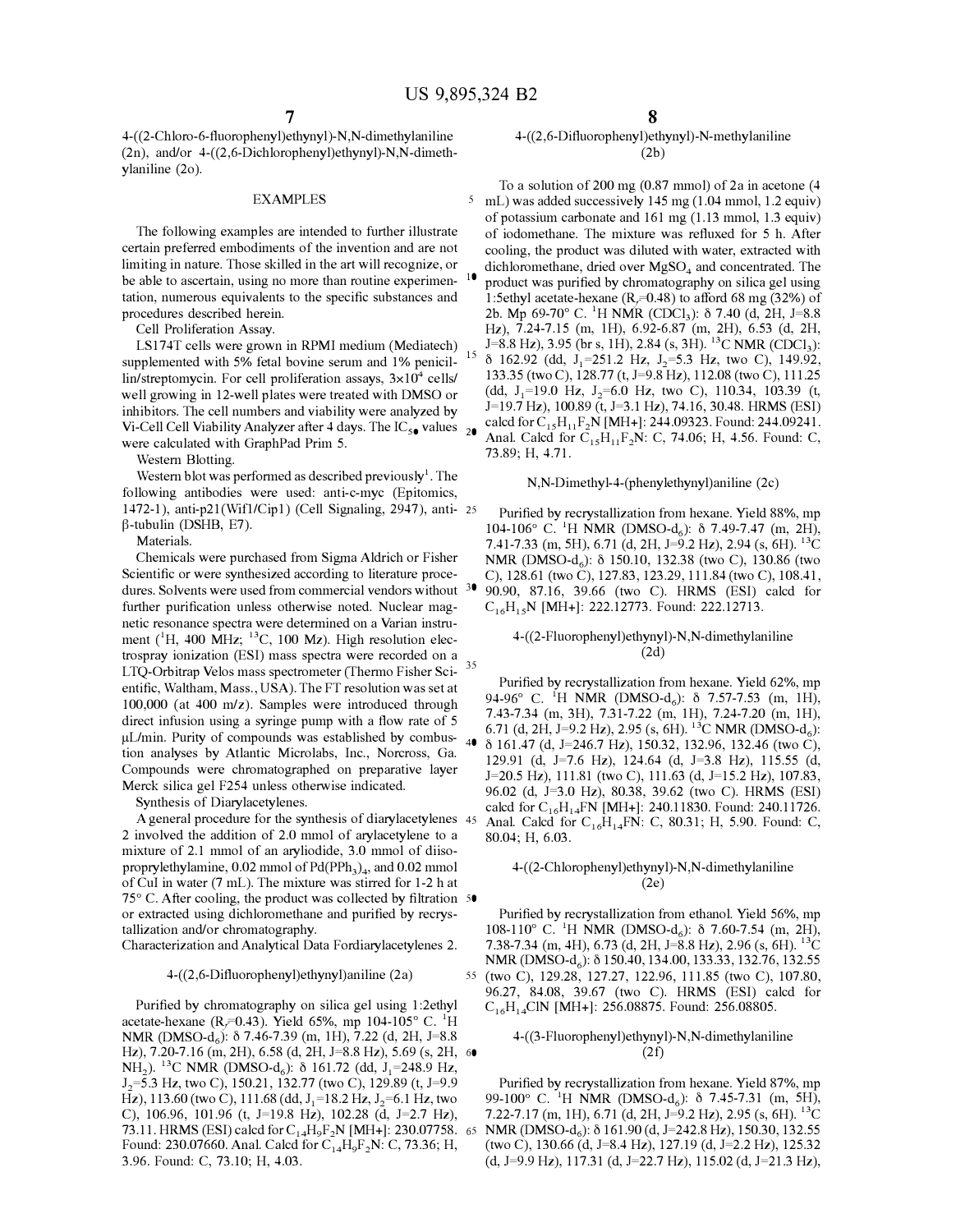4-((2-Chloro-6-fluorophenyl)ethynyl)-N,N-dimethylaniline (2n), and/or 4-((2,6-Dichlorophenyl)ethynyl)-N,N-dimethylaniline (2o).

## EXAMPLES

The following examples are intended to further illustrate certain preferred embodiments of the invention and are not limiting in nature. Those skilled in the art will recognize, or be able to ascertain, using no more than routine experimentation, numerous equivalents to the specific substances and procedures described herein.

Cell Proliferation Assay.

LS174T cells were grown in RPMI medium (Mediatech) supplemented with 5% fetal bovine serum and 1% penicillin/streptomycin. For cell proliferation assays, $3\times10^4$ cells/well growing in 12-well plates were treated with DMSO or inhibitors. The cell numbers and viability were analyzed by Vi-Cell Cell Viability Analyzer after 4 days. The $IC_{50}$ values were calculated with GraphPad Prim 5.

Western Blotting.

Western blot was performed as described previously[1]. The following antibodies were used: anti-c-myc (Epitomics, 1472-1), anti-p21(Wif1/Cip1) (Cell Signaling, 2947), anti-β-tubulin (DSHB, E7).

Materials.

Chemicals were purchased from Sigma Aldrich or Fisher Scientific or were synthesized according to literature procedures. Solvents were used from commercial vendors without further purification unless otherwise noted. Nuclear magnetic resonance spectra were determined on a Varian instrument ($^1$H, 400 MHz; $^{13}$C, 100 Mz). High resolution electrospray ionization (ESI) mass spectra were recorded on a LTQ-Orbitrap Velos mass spectrometer (Thermo Fisher Scientific, Waltham, Mass., USA). The FT resolution was set at 100,000 (at 400 m/z). Samples were introduced through direct infusion using a syringe pump with a flow rate of 5 μL/min. Purity of compounds was established by combustion analyses by Atlantic Microlabs, Inc., Norcross, Ga. Compounds were chromatographed on preparative layer Merck silica gel F254 unless otherwise indicated.

Synthesis of Diarylacetylenes.

A general procedure for the synthesis of diarylacetylenes 2 involved the addition of 2.0 mmol of arylacetylene to a mixture of 2.1 mmol of an aryliodide, 3.0 mmol of diisoprprylethylamine, 0.02 mmol of $Pd(PPh_3)_4$, and 0.02 mmol of CuI in water (7 mL). The mixture was stirred for 1-2 h at 75° C. After cooling, the product was collected by filtration or extracted using dichloromethane and purified by recrystallization and/or chromatography.

Characterization and Analytical Data Fordiarylacetylenes 2.

### 4-((2,6-Difluorophenyl)ethynyl)aniline (2a)

Purified by chromatography on silica gel using 1:2ethyl acetate-hexane ($R_f$=0.43). Yield 65%, mp 104-105° C. $^1$H NMR (DMSO-$d_6$): δ 7.46-7.39 (m, 1H), 7.22 (d, 2H, J=8.8 Hz), 7.20-7.16 (m, 2H), 6.58 (d, 2H, J=8.8 Hz), 5.69 (s, 2H, $NH_2$). $^{13}$C NMR (DMSO-$d_6$): δ 161.72 (dd, $J_1$=248.9 Hz, $J_2$=5.3 Hz, two C), 150.21, 132.77 (two C), 129.89 (t, J=9.9 Hz), 113.60 (two C), 111.68 (dd, $J_1$=18.2 Hz, $J_2$=6.1 Hz, two C), 106.96, 101.96 (t, J=19.8 Hz), 102.28 (d, J=2.7 Hz), 73.11. HRMS (ESI) calcd for $C_{14}H_9F_2N$ [MH+]: 230.07758. Found: 230.07660. Anal. Calcd for $C_{14}H_9F_2N$: C, 73.36; H, 3.96. Found: C, 73.10; H, 4.03.

### 4-((2,6-Difluorophenyl)ethynyl)-N-methylaniline (2b)

To a solution of 200 mg (0.87 mmol) of 2a in acetone (4 mL) was added successively 145 mg (1.04 mmol, 1.2 equiv) of potassium carbonate and 161 mg (1.13 mmol, 1.3 equiv) of iodomethane. The mixture was refluxed for 5 h. After cooling, the product was diluted with water, extracted with dichloromethane, dried over $MgSO_4$ and concentrated. The product was purified by chromatography on silica gel using 1:5ethyl acetate-hexane ($R_f$=0.48) to afford 68 mg (32%) of 2b. Mp 69-70° C. $^1$H NMR ($CDCl_3$): δ 7.40 (d, 2H, J=8.8 Hz), 7.24-7.15 (m, 1H), 6.92-6.87 (m, 2H), 6.53 (d, 2H, J=8.8 Hz), 3.95 (br s, 1H), 2.84 (s, 3H). $^{13}$C NMR ($CDCl_3$): δ 162.92 (dd, $J_1$=251.2 Hz, $J_2$=5.3 Hz, two C), 149.92, 133.35 (two C), 128.77 (t, J=9.8 Hz), 112.08 (two C), 111.25 (dd, $J_1$=19.0 Hz, $J_2$=6.0 Hz, two C), 110.34, 103.39 (t, J=19.7 Hz), 100.89 (t, J=3.1 Hz), 74.16, 30.48. HRMS (ESI) calcd for $C_{15}H_{11}F_2N$ [MH+]: 244.09323. Found: 244.09241. Anal. Calcd for $C_{15}H_{11}F_2N$: C, 74.06; H, 4.56. Found: C, 73.89; H, 4.71.

### N,N-Dimethyl-4-(phenylethynyl)aniline (2c)

Purified by recrystallization from hexane. Yield 88%, mp 104-106° C. $^1$H NMR (DMSO-$d_6$): δ 7.49-7.47 (m, 2H), 7.41-7.33 (m, 5H), 6.71 (d, 2H, J=9.2 Hz), 2.94 (s, 6H). $^{13}$C NMR (DMSO-$d_6$): δ 150.10, 132.38 (two C), 130.86 (two C), 128.61 (two C), 127.83, 123.29, 111.84 (two C), 108.41, 90.90, 87.16, 39.66 (two C). HRMS (ESI) calcd for $C_{16}H_{15}N$ [MH+]: 222.12773. Found: 222.12713.

### 4-((2-Fluorophenyl)ethynyl)-N,N-dimethylaniline (2d)

Purified by recrystallization from hexane. Yield 62%, mp 94-96° C. $^1$H NMR (DMSO-$d_6$): δ 7.57-7.53 (m, 1H), 7.43-7.34 (m, 3H), 7.31-7.22 (m, 1H), 7.24-7.20 (m, 1H), 6.71 (d, 2H, J=9.2 Hz), 2.95 (s, 6H). $^{13}$C NMR (DMSO-$d_6$): δ 161.47 (d, J=246.7 Hz), 150.32, 132.96, 132.46 (two C), 129.91 (d, J=7.6 Hz), 124.64 (d, J=3.8 Hz), 115.55 (d, J=20.5 Hz), 111.81 (two C), 111.63 (d, J=15.2 Hz), 107.83, 96.02 (d, J=3.0 Hz), 80.38, 39.62 (two C). HRMS (ESI) calcd for $C_{16}H_{14}FN$ [MH+]: 240.11830. Found: 240.11726. Anal. Calcd for $C_{16}H_{14}FN$: C, 80.31; H, 5.90. Found: C, 80.04; H, 6.03.

### 4-((2-Chlorophenyl)ethynyl)-N,N-dimethylaniline (2e)

Purified by recrystallization from ethanol. Yield 56%, mp 108-110° C. $^1$H NMR (DMSO-$d_6$): δ 7.60-7.54 (m, 2H), 7.38-7.34 (m, 4H), 6.73 (d, 2H, J=8.8 Hz), 2.96 (s, 6H). $^{13}$C NMR (DMSO-$d_6$): δ 150.40, 134.00, 133.33, 132.76, 132.55 (two C), 129.28, 127.27, 122.96, 111.85 (two C), 107.80, 96.27, 84.08, 39.67 (two C). HRMS (ESI) calcd for $C_{16}H_{14}ClN$ [MH+]: 256.08875. Found: 256.08805.

### 4-((3-Fluorophenyl)ethynyl)-N,N-dimethylaniline (2f)

Purified by recrystallization from hexane. Yield 87%, mp 99-100° C. $^1$H NMR (DMSO-$d_6$): δ 7.45-7.31 (m, 5H), 7.22-7.17 (m, 1H), 6.71 (d, 2H, J=9.2 Hz), 2.95 (s, 6H). $^{13}$C NMR (DMSO-$d_6$): δ 161.90 (d, J=242.8 Hz), 150.30, 132.55 (two C), 130.66 (d, J=8.4 Hz), 127.19 (d, J=2.2 Hz), 125.32 (d, J=9.9 Hz), 117.31 (d, J=22.7 Hz), 115.02 (d, J=21.3 Hz),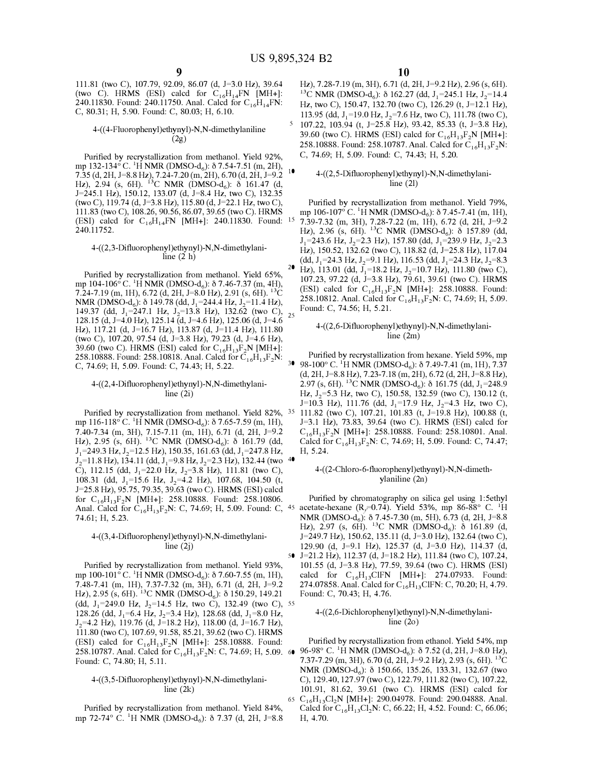111.81 (two C), 107.79, 92.09, 86.07 (d, J=3.0 Hz), 39.64 (two C). HRMS (ESI) calcd for $C_{16}H_{14}FN$ [MH+]: 240.11830. Found: 240.11750. Anal. Calcd for $C_{16}H_{14}FN$: C, 80.31; H, 5.90. Found: C, 80.03; H, 6.10.

### 4-((4-Fluorophenyl)ethynyl)-N,N-dimethylaniline (2g)

Purified by recrystallization from methanol. Yield 92%, mp 132-134° C. $^1$H NMR (DMSO-$d_6$): δ 7.54-7.51 (m, 2H), 7.35 (d, 2H, J=8.8 Hz), 7.24-7.20 (m, 2H), 6.70 (d, 2H, J=9.2 Hz), 2.94 (s, 6H). $^{13}$C NMR (DMSO-$d_6$): δ 161.47 (d, J=245.1 Hz), 150.12, 133.07 (d, J=8.4 Hz, two C), 132.35 (two C), 119.74 (d, J=3.8 Hz), 115.80 (d, J=22.1 Hz, two C), 111.83 (two C), 108.26, 90.56, 86.07, 39.65 (two C). HRMS (ESI) calcd for $C_{16}H_{14}FN$ [MH+]: 240.11830. Found: 240.11752.

### 4-((2,3-Difluorophenyl)ethynyl)-N,N-dimethylaniline (2 h)

Purified by recrystallization from methanol. Yield 65%, mp 104-106° C. $^1$H NMR (DMSO-$d_6$): δ 7.46-7.37 (m, 4H), 7.24-7.19 (m, 1H), 6.72 (d, 2H, J=8.0 Hz), 2.91 (s, 6H). $^{13}$C NMR (DMSO-$d_6$): δ 149.78 (dd, $J_1$=244.4 Hz, $J_2$=11.4 Hz), 149.37 (dd, $J_1$=247.1 Hz, $J_2$=13.8 Hz), 132.62 (two C), 128.15 (d, J=4.0 Hz), 125.14 (d, J=4.6 Hz), 125.06 (d, J=4.6 Hz), 117.21 (d, J=16.7 Hz), 113.87 (d, J=11.4 Hz), 111.80 (two C), 107.20, 97.54 (d, J=3.8 Hz), 79.23 (d, J=4.6 Hz), 39.60 (two C). HRMS (ESI) calcd for $C_{16}H_{13}F_2N$ [MH+]: 258.10888. Found: 258.10818. Anal. Calcd for $C_{16}H_{13}F_2N$: C, 74.69; H, 5.09. Found: C, 74.43; H, 5.22.

### 4-((2,4-Difluorophenyl)ethynyl)-N,N-dimethylaniline (2i)

Purified by recrystallization from methanol. Yield 82%, mp 116-118° C. $^1$H NMR (DMSO-$d_6$): δ 7.65-7.59 (m, 1H), 7.40-7.34 (m, 3H), 7.15-7.11 (m, 1H), 6.71 (d, 2H, J=9.2 Hz), 2.95 (s, 6H). $^{13}$C NMR (DMSO-$d_6$): δ 161.79 (dd, $J_1$=249.3 Hz, $J_2$=12.5 Hz), 150.35, 161.63 (dd, $J_1$=247.8 Hz, $J_2$=11.8 Hz), 134.11 (dd, $J_1$=9.8 Hz, $J_2$=2.3 Hz), 132.44 (two C), 112.15 (dd, $J_1$=22.0 Hz, $J_2$=3.8 Hz), 111.81 (two C), 108.31 (dd, $J_1$=15.6 Hz, $J_2$=4.2 Hz), 107.68, 104.50 (t, J=25.8 Hz), 95.75, 79.35, 39.63 (two C). HRMS (ESI) calcd for $C_{16}H_{13}F_2N$ [MH+]: 258.10888. Found: 258.10806. Anal. Calcd for $C_{16}H_{13}F_2N$: C, 74.69; H, 5.09. Found: C, 74.61; H, 5.23.

### 4-((3,4-Difluorophenyl)ethynyl)-N,N-dimethylaniline (2j)

Purified by recrystallization from methanol. Yield 93%, mp 100-101° C. $^1$H NMR (DMSO-$d_6$): δ 7.60-7.55 (m, 1H), 7.48-7.41 (m, 1H), 7.37-7.32 (m, 3H), 6.71 (d, 2H, J=9.2 Hz), 2.95 (s, 6H). $^{13}$C NMR (DMSO-$d_6$): δ 150.29, 149.21 (dd, $J_1$=249.0 Hz, $J_2$=14.5 Hz, two C), 132.49 (two C), 128.26 (dd, $J_1$=6.4 Hz, $J_2$=3.4 Hz), 128.68 (dd, $J_1$=8.0 Hz, $J_2$=4.2 Hz), 119.76 (d, J=18.2 Hz), 118.00 (d, J=16.7 Hz), 111.80 (two C), 107.69, 91.58, 85.21, 39.62 (two C). HRMS (ESI) calcd for $C_{16}H_{13}F_2N$ [MH+]: 258.10888. Found: 258.10787. Anal. Calcd for $C_{16}H_{13}F_2N$: C, 74.69; H, 5.09. Found: C, 74.80; H, 5.11.

### 4-((3,5-Difluorophenyl)ethynyl)-N,N-dimethylaniline (2k)

Purified by recrystallization from methanol. Yield 84%, mp 72-74° C. $^1$H NMR (DMSO-$d_6$): δ 7.37 (d, 2H, J=8.8 Hz), 7.28-7.19 (m, 3H), 6.71 (d, 2H, J=9.2 Hz), 2.96 (s, 6H). $^{13}$C NMR (DMSO-$d_6$): δ 162.27 (dd, $J_1$=245.1 Hz, $J_2$=14.4 Hz, two C), 150.47, 132.70 (two C), 126.29 (t, J=12.1 Hz), 113.95 (dd, $J_1$=19.0 Hz, $J_2$=7.6 Hz, two C), 111.78 (two C), 107.22, 103.94 (t, J=25.8 Hz), 93.42, 85.33 (t, J=3.8 Hz), 39.60 (two C). HRMS (ESI) calcd for $C_{16}H_{13}F_2N$ [MH+]: 258.10888. Found: 258.10787. Anal. Calcd for $C_{16}H_{13}F_2N$: C, 74.69; H, 5.09. Found: C, 74.43; H, 5.20.

### 4-((2,5-Difluorophenyl)ethynyl)-N,N-dimethylaniline (2l)

Purified by recrystallization from methanol. Yield 79%, mp 106-107° C. $^1$H NMR (DMSO-$d_6$): δ 7.45-7.41 (m, 1H), 7.39-7.32 (m, 3H), 7.28-7.22 (m, 1H), 6.72 (d, 2H, J=9.2 Hz), 2.96 (s, 6H). $^{13}$C NMR (DMSO-$d_6$): δ 157.89 (dd, $J_1$=243.6 Hz, $J_2$=2.3 Hz), 157.80 (dd, $J_1$=239.9 Hz, $J_2$=2.3 Hz), 150.52, 132.62 (two C), 118.82 (d, J=25.8 Hz), 117.04 (dd, $J_1$=24.3 Hz, $J_2$=9.1 Hz), 116.53 (dd, $J_1$=24.3 Hz, $J_2$=8.3 Hz), 113.01 (dd, $J_1$=18.2 Hz, $J_2$=10.7 Hz), 111.80 (two C), 107.23, 97.22 (d, J=3.8 Hz), 79.61, 39.61 (two C). HRMS (ESI) calcd for $C_{16}H_{13}F_2N$ [MH+]: 258.10888. Found: 258.10812. Anal. Calcd for $C_{16}H_{13}F_2N$: C, 74.69; H, 5.09. Found: C, 74.56; H, 5.21.

### 4-((2,6-Difluorophenyl)ethynyl)-N,N-dimethylaniline (2m)

Purified by recrystallization from hexane. Yield 59%, mp 98-100° C. $^1$H NMR (DMSO-$d_6$): δ 7.49-7.41 (m, 1H), 7.37 (d, 2H, J=8.8 Hz), 7.23-7.18 (m, 2H), 6.72 (d, 2H, J=8.8 Hz), 2.97 (s, 6H). $^{13}$C NMR (DMSO-$d_6$): δ 161.75 (dd, $J_1$=248.9 Hz, $J_2$=5.3 Hz, two C), 150.58, 132.59 (two C), 130.12 (t, J=10.3 Hz), 111.76 (dd, $J_1$=17.9 Hz, $J_2$=4.3 Hz, two C), 111.82 (two C), 107.21, 101.83 (t, J=19.8 Hz), 100.88 (t, J=3.1 Hz), 73.83, 39.64 (two C). HRMS (ESI) calcd for $C_{16}H_{13}F_2N$ [MH+]: 258.10888. Found: 258.10801. Anal. Calcd for $C_{16}H_{13}F_2N$: C, 74.69; H, 5.09. Found: C, 74.47; H, 5.24.

### 4-((2-Chloro-6-fluorophenyl)ethynyl)-N,N-dimethylaniline (2n)

Purified by chromatography on silica gel using 1:5ethyl acetate-hexane ($R_f$=0.74). Yield 53%, mp 86-88° C. $^1$H NMR (DMSO-$d_6$): δ 7.45-7.30 (m, 5H), 6.73 (d, 2H, J=8.8 Hz), 2.97 (s, 6H). $^{13}$C NMR (DMSO-$d_6$): δ 161.89 (d, J=249.7 Hz), 150.62, 135.11 (d, J=3.0 Hz), 132.64 (two C), 129.90 (d, J=9.1 Hz), 125.37 (d, J=3.0 Hz), 114.37 (d, J=21.2 Hz), 112.37 (d, J=18.2 Hz), 111.84 (two C), 107.24, 101.55 (d, J=3.8 Hz), 77.59, 39.64 (two C). HRMS (ESI) calcd for $C_{16}H_{13}ClFN$ [MH+]: 274.07933. Found: 274.07858. Anal. Calcd for $C_{16}H_{13}ClFN$: C, 70.20; H, 4.79. Found: C, 70.43; H, 4.76.

### 4-((2,6-Dichlorophenyl)ethynyl)-N,N-dimethylaniline (2o)

Purified by recrystallization from ethanol. Yield 54%, mp 96-98° C. $^1$H NMR (DMSO-$d_6$): δ 7.52 (d, 2H, J=8.0 Hz), 7.37-7.29 (m, 3H), 6.70 (d, 2H, J=9.2 Hz), 2.93 (s, 6H). $^{13}$C NMR (DMSO-$d_6$): δ 150.66, 135.26, 133.31, 132.67 (two C), 129.40, 127.97 (two C), 122.79, 111.82 (two C), 107.22, 101.91, 81.62, 39.61 (two C). HRMS (ESI) calcd for $C_{16}H_{13}Cl_2N$ [MH+]: 290.04978. Found: 290.04888. Anal. Calcd for $C_{16}H_{13}Cl_2N$: C, 66.22; H, 4.52. Found: C, 66.06; H, 4.70.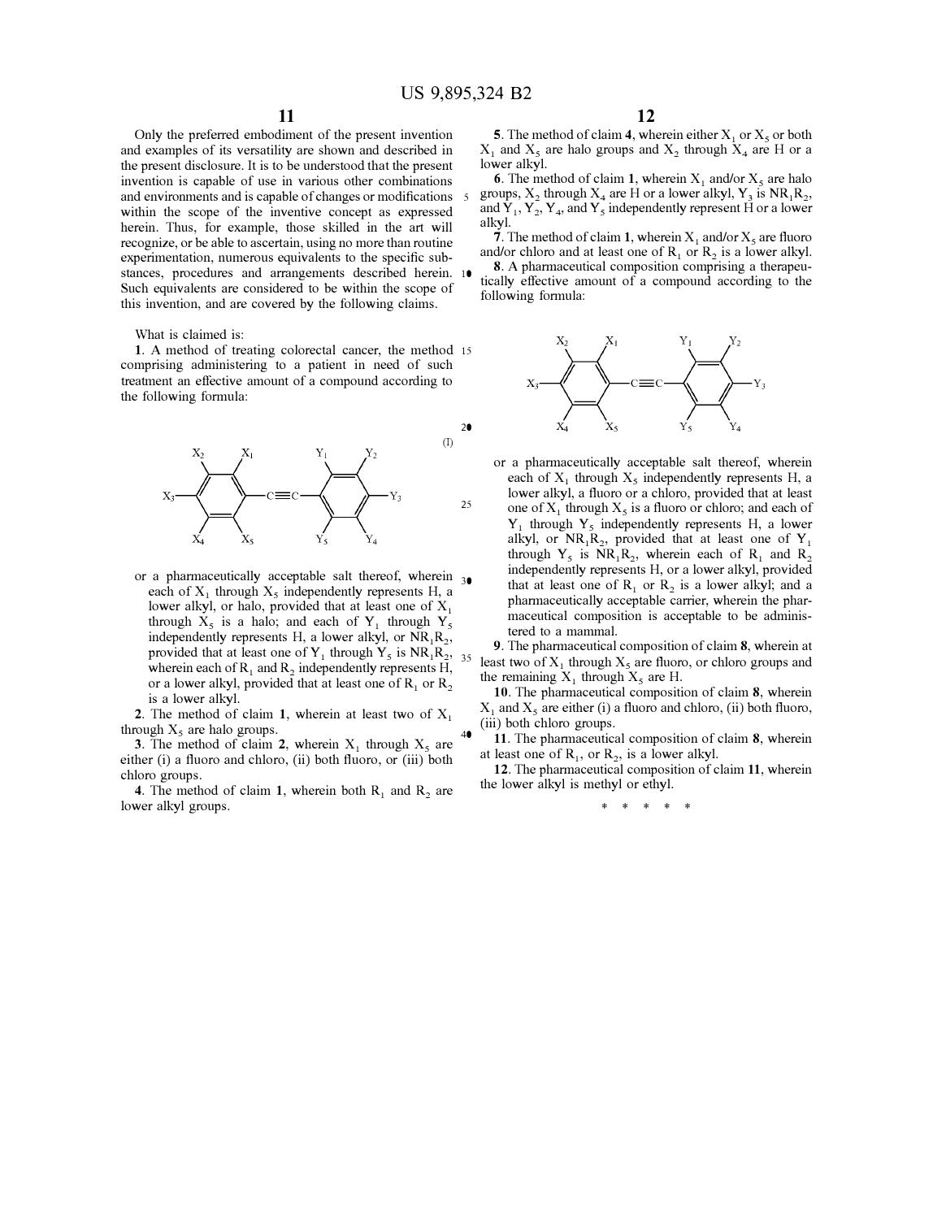Only the preferred embodiment of the present invention and examples of its versatility are shown and described in the present disclosure. It is to be understood that the present invention is capable of use in various other combinations and environments and is capable of changes or modifications within the scope of the inventive concept as expressed herein. Thus, for example, those skilled in the art will recognize, or be able to ascertain, using no more than routine experimentation, numerous equivalents to the specific substances, procedures and arrangements described herein. Such equivalents are considered to be within the scope of this invention, and are covered by the following claims.

What is claimed is:

1. A method of treating colorectal cancer, the method comprising administering to a patient in need of such treatment an effective amount of a compound according to the following formula:

(I)

or a pharmaceutically acceptable salt thereof, wherein each of $X_1$ through $X_5$ independently represents H, a lower alkyl, or halo, provided that at least one of $X_1$ through $X_5$ is a halo; and each of $Y_1$ through $Y_5$ independently represents H, a lower alkyl, or $NR_1R_2$, provided that at least one of $Y_1$ through $Y_5$ is $NR_1R_2$, wherein each of $R_1$ and $R_2$ independently represents H, or a lower alkyl, provided that at least one of $R_1$ or $R_2$ is a lower alkyl.

2. The method of claim 1, wherein at least two of $X_1$ through $X_5$ are halo groups.

3. The method of claim 2, wherein $X_1$ through $X_5$ are either (i) a fluoro and chloro, (ii) both fluoro, or (iii) both chloro groups.

4. The method of claim 1, wherein both $R_1$ and $R_2$ are lower alkyl groups.

5. The method of claim 4, wherein either $X_1$ or $X_5$ or both $X_1$ and $X_5$ are halo groups and $X_2$ through $X_4$ are H or a lower alkyl.

6. The method of claim 1, wherein $X_1$ and/or $X_5$ are halo groups, $X_2$ through $X_4$ are H or a lower alkyl, $Y_3$ is $NR_1R_2$, and $Y_1$, $Y_2$, $Y_4$, and $Y_5$ independently represent H or a lower alkyl.

7. The method of claim 1, wherein $X_1$ and/or $X_5$ are fluoro and/or chloro and at least one of $R_1$ or $R_2$ is a lower alkyl.

8. A pharmaceutical composition comprising a therapeutically effective amount of a compound according to the following formula:

or a pharmaceutically acceptable salt thereof, wherein each of $X_1$ through $X_5$ independently represents H, a lower alkyl, a fluoro or a chloro, provided that at least one of $X_1$ through $X_5$ is a fluoro or chloro; and each of $Y_1$ through $Y_5$ independently represents H, a lower alkyl, or $NR_1R_2$, provided that at least one of $Y_1$ through $Y_5$ is $NR_1R_2$, wherein each of $R_1$ and $R_2$ independently represents H, or a lower alkyl, provided that at least one of $R_1$ or $R_2$ is a lower alkyl; and a pharmaceutically acceptable carrier, wherein the pharmaceutical composition is acceptable to be administered to a mammal.

9. The pharmaceutical composition of claim 8, wherein at least two of $X_1$ through $X_5$ are fluoro, or chloro groups and the remaining $X_1$ through $X_5$ are H.

10. The pharmaceutical composition of claim 8, wherein $X_1$ and $X_5$ are either (i) a fluoro and chloro, (ii) both fluoro, (iii) both chloro groups.

11. The pharmaceutical composition of claim 8, wherein at least one of $R_1$, or $R_2$, is a lower alkyl.

12. The pharmaceutical composition of claim 11, wherein the lower alkyl is methyl or ethyl.

* * * * *